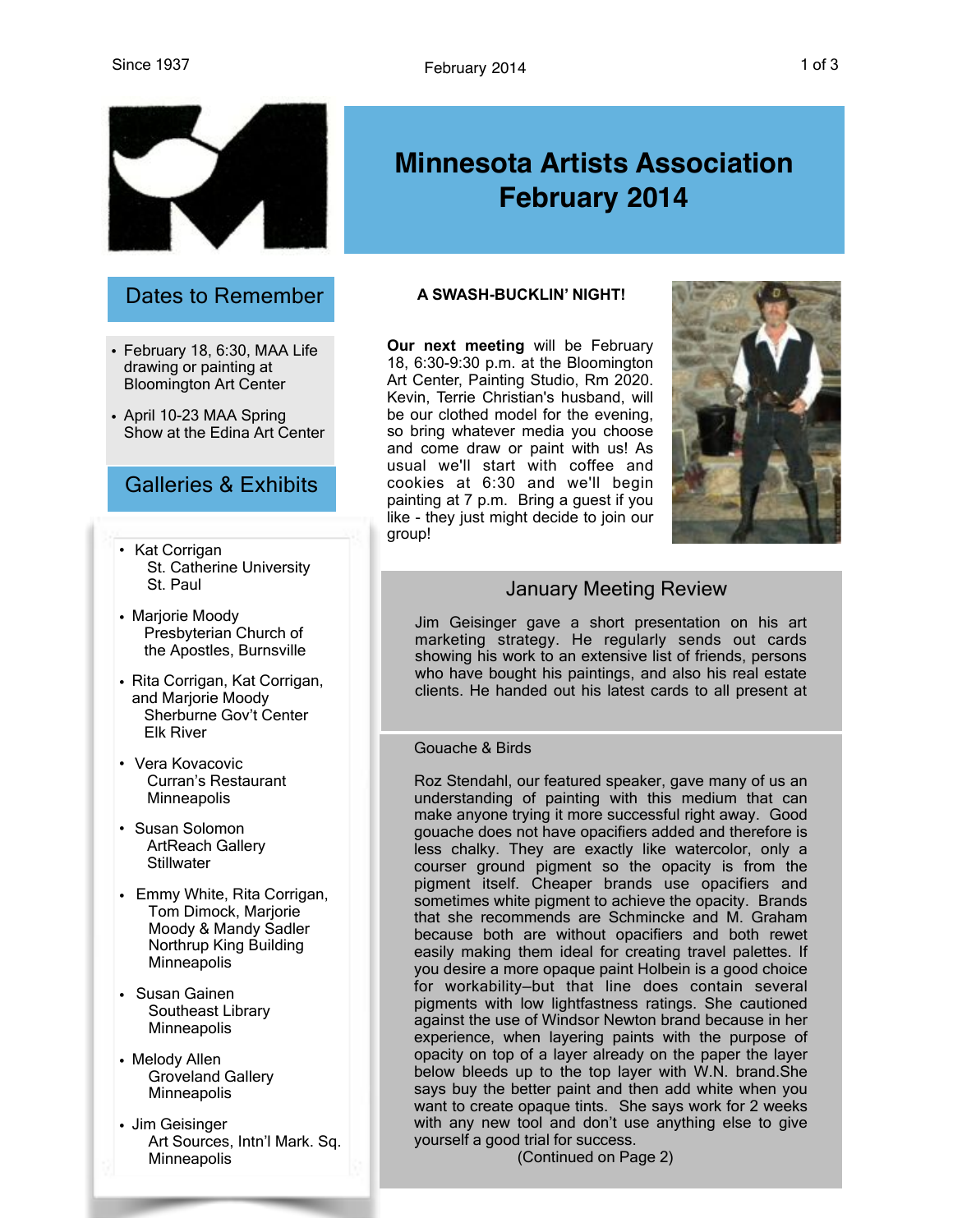Since 1937

February 2014

# Minnesota Artists Association February 2014

## Dates to Remember

- February 18, 6:30, MAA Life drawing or painting at Bloomington Art Center
- April 10-23 MAA Spring Show at the Edina Art Center

## Galleries & Exhibits

- Kat Corrigan
  St. Catherine University
  St. Paul
- Marjorie Moody
  Presbyterian Church of the Apostles, Burnsville
- Rita Corrigan, Kat Corrigan, and Marjorie Moody
  Sherburne Gov't Center
  Elk River
- Vera Kovacovic
  Curran's Restaurant
  Minneapolis
- Susan Solomon
  ArtReach Gallery
  Stillwater
- Emmy White, Rita Corrigan, Tom Dimock, Marjorie Moody & Mandy Sadler
  Northrup King Building
  Minneapolis
- Susan Gainen
  Southeast Library
  Minneapolis
- Melody Allen
  Groveland Gallery
  Minneapolis
- Jim Geisinger
  Art Sources, Intn'l Mark. Sq.
  Minneapolis

**A SWASH-BUCKLIN' NIGHT!**

**Our next meeting** will be February 18, 6:30-9:30 p.m. at the Bloomington Art Center, Painting Studio, Rm 2020. Kevin, Terrie Christian's husband, will be our clothed model for the evening, so bring whatever media you choose and come draw or paint with us! As usual we'll start with coffee and cookies at 6:30 and we'll begin painting at 7 p.m. Bring a guest if you like - they just might decide to join our group!

## January Meeting Review

Jim Geisinger gave a short presentation on his art marketing strategy. He regularly sends out cards showing his work to an extensive list of friends, persons who have bought his paintings, and also his real estate clients. He handed out his latest cards to all present at

Gouache & Birds

Roz Stendahl, our featured speaker, gave many of us an understanding of painting with this medium that can make anyone trying it more successful right away. Good gouache does not have opacifiers added and therefore is less chalky. They are exactly like watercolor, only a courser ground pigment so the opacity is from the pigment itself. Cheaper brands use opacifiers and sometimes white pigment to achieve the opacity. Brands that she recommends are Schmincke and M. Graham because both are without opacifiers and both rewet easily making them ideal for creating travel palettes. If you desire a more opaque paint Holbein is a good choice for workability–but that line does contain several pigments with low lightfastness ratings. She cautioned against the use of Windsor Newton brand because in her experience, when layering paints with the purpose of opacity on top of a layer already on the paper the layer below bleeds up to the top layer with W.N. brand.She says buy the better paint and then add white when you want to create opaque tints. She says work for 2 weeks with any new tool and don't use anything else to give yourself a good trial for success.

(Continued on Page 2)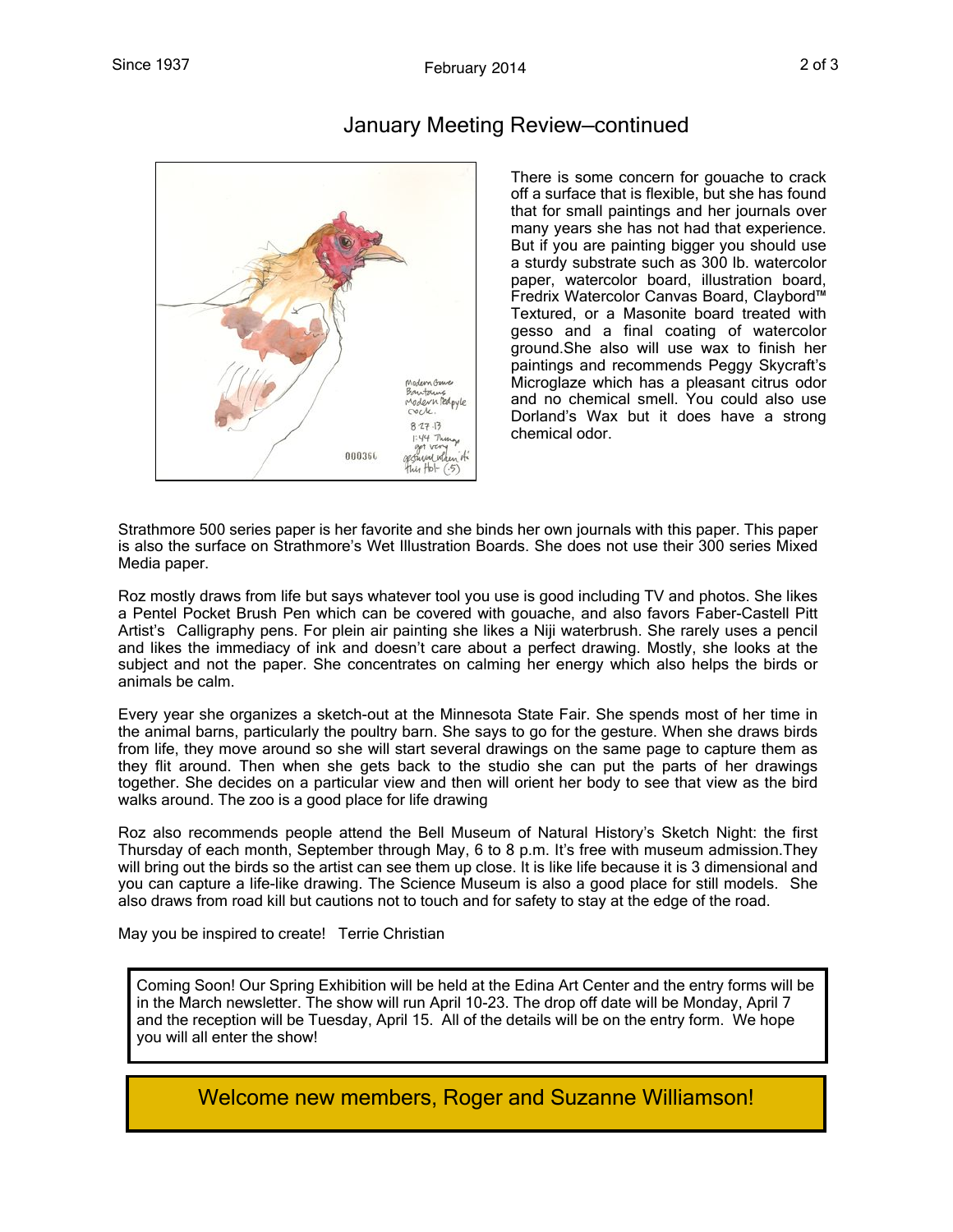## January Meeting Review—continued

There is some concern for gouache to crack off a surface that is flexible, but she has found that for small paintings and her journals over many years she has not had that experience. But if you are painting bigger you should use a sturdy substrate such as 300 lb. watercolor paper, watercolor board, illustration board, Fredrix Watercolor Canvas Board, Claybord™ Textured, or a Masonite board treated with gesso and a final coating of watercolor ground.She also will use wax to finish her paintings and recommends Peggy Skycraft's Microglaze which has a pleasant citrus odor and no chemical smell. You could also use Dorland's Wax but it does have a strong chemical odor.

Strathmore 500 series paper is her favorite and she binds her own journals with this paper. This paper is also the surface on Strathmore's Wet Illustration Boards. She does not use their 300 series Mixed Media paper.

Roz mostly draws from life but says whatever tool you use is good including TV and photos. She likes a Pentel Pocket Brush Pen which can be covered with gouache, and also favors Faber-Castell Pitt Artist's Calligraphy pens. For plein air painting she likes a Niji waterbrush. She rarely uses a pencil and likes the immediacy of ink and doesn't care about a perfect drawing. Mostly, she looks at the subject and not the paper. She concentrates on calming her energy which also helps the birds or animals be calm.

Every year she organizes a sketch-out at the Minnesota State Fair. She spends most of her time in the animal barns, particularly the poultry barn. She says to go for the gesture. When she draws birds from life, they move around so she will start several drawings on the same page to capture them as they flit around. Then when she gets back to the studio she can put the parts of her drawings together. She decides on a particular view and then will orient her body to see that view as the bird walks around. The zoo is a good place for life drawing

Roz also recommends people attend the Bell Museum of Natural History's Sketch Night: the first Thursday of each month, September through May, 6 to 8 p.m. It's free with museum admission.They will bring out the birds so the artist can see them up close. It is like life because it is 3 dimensional and you can capture a life-like drawing. The Science Museum is also a good place for still models. She also draws from road kill but cautions not to touch and for safety to stay at the edge of the road.

May you be inspired to create! Terrie Christian

Coming Soon! Our Spring Exhibition will be held at the Edina Art Center and the entry forms will be in the March newsletter. The show will run April 10-23. The drop off date will be Monday, April 7 and the reception will be Tuesday, April 15. All of the details will be on the entry form. We hope you will all enter the show!

**Welcome new members, Roger and Suzanne Williamson!**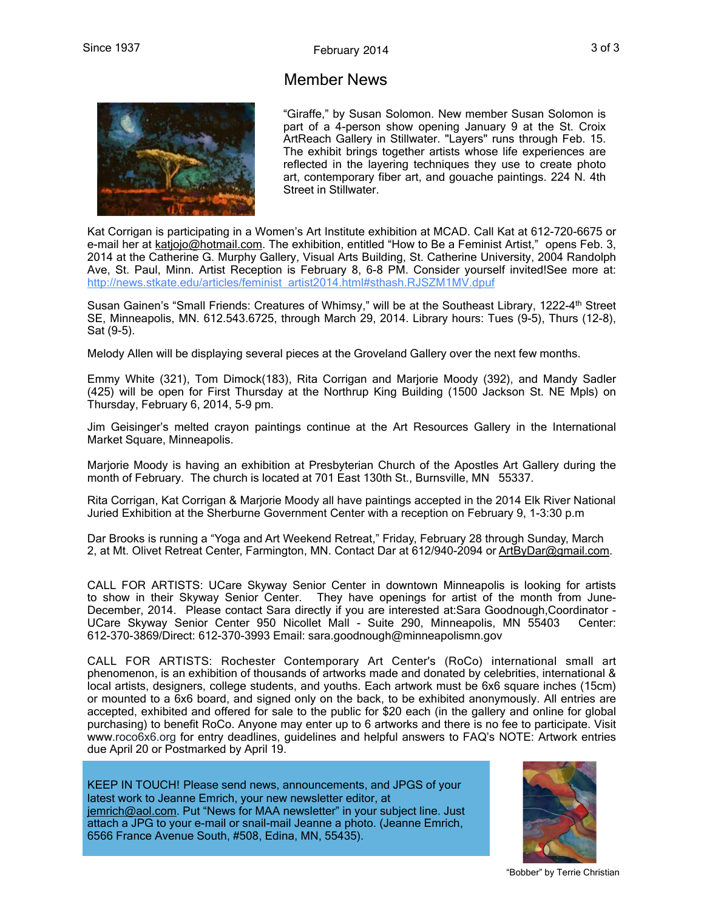# Member News

"Giraffe," by Susan Solomon. New member Susan Solomon is part of a 4-person show opening January 9 at the St. Croix ArtReach Gallery in Stillwater. "Layers" runs through Feb. 15. The exhibit brings together artists whose life experiences are reflected in the layering techniques they use to create photo art, contemporary fiber art, and gouache paintings. 224 N. 4th Street in Stillwater.

Kat Corrigan is participating in a Women's Art Institute exhibition at MCAD. Call Kat at 612-720-6675 or e-mail her at katjojo@hotmail.com. The exhibition, entitled "How to Be a Feminist Artist," opens Feb. 3, 2014 at the Catherine G. Murphy Gallery, Visual Arts Building, St. Catherine University, 2004 Randolph Ave, St. Paul, Minn. Artist Reception is February 8, 6-8 PM. Consider yourself invited!See more at: http://news.stkate.edu/articles/feminist_artist2014.html#sthash.RJSZM1MV.dpuf

Susan Gainen's "Small Friends: Creatures of Whimsy," will be at the Southeast Library, 1222-4th Street SE, Minneapolis, MN. 612.543.6725, through March 29, 2014. Library hours: Tues (9-5), Thurs (12-8), Sat (9-5).

Melody Allen will be displaying several pieces at the Groveland Gallery over the next few months.

Emmy White (321), Tom Dimock(183), Rita Corrigan and Marjorie Moody (392), and Mandy Sadler (425) will be open for First Thursday at the Northrup King Building (1500 Jackson St. NE Mpls) on Thursday, February 6, 2014, 5-9 pm.

Jim Geisinger's melted crayon paintings continue at the Art Resources Gallery in the International Market Square, Minneapolis.

Marjorie Moody is having an exhibition at Presbyterian Church of the Apostles Art Gallery during the month of February. The church is located at 701 East 130th St., Burnsville, MN 55337.

Rita Corrigan, Kat Corrigan & Marjorie Moody all have paintings accepted in the 2014 Elk River National Juried Exhibition at the Sherburne Government Center with a reception on February 9, 1-3:30 p.m

Dar Brooks is running a "Yoga and Art Weekend Retreat," Friday, February 28 through Sunday, March 2, at Mt. Olivet Retreat Center, Farmington, MN. Contact Dar at 612/940-2094 or ArtByDar@gmail.com.

CALL FOR ARTISTS: UCare Skyway Senior Center in downtown Minneapolis is looking for artists to show in their Skyway Senior Center. They have openings for artist of the month from June-December, 2014. Please contact Sara directly if you are interested at:Sara Goodnough,Coordinator - UCare Skyway Senior Center 950 Nicollet Mall - Suite 290, Minneapolis, MN 55403 Center: 612-370-3869/Direct: 612-370-3993 Email: sara.goodnough@minneapolismn.gov

CALL FOR ARTISTS: Rochester Contemporary Art Center's (RoCo) international small art phenomenon, is an exhibition of thousands of artworks made and donated by celebrities, international & local artists, designers, college students, and youths. Each artwork must be 6x6 square inches (15cm) or mounted to a 6x6 board, and signed only on the back, to be exhibited anonymously. All entries are accepted, exhibited and offered for sale to the public for $20 each (in the gallery and online for global purchasing) to benefit RoCo. Anyone may enter up to 6 artworks and there is no fee to participate. Visit www.roco6x6.org for entry deadlines, guidelines and helpful answers to FAQ's NOTE: Artwork entries due April 20 or Postmarked by April 19.

KEEP IN TOUCH! Please send news, announcements, and JPGS of your latest work to Jeanne Emrich, your new newsletter editor, at jemrich@aol.com. Put "News for MAA newsletter" in your subject line. Just attach a JPG to your e-mail or snail-mail Jeanne a photo. (Jeanne Emrich, 6566 France Avenue South, #508, Edina, MN, 55435).

"Bobber" by Terrie Christian